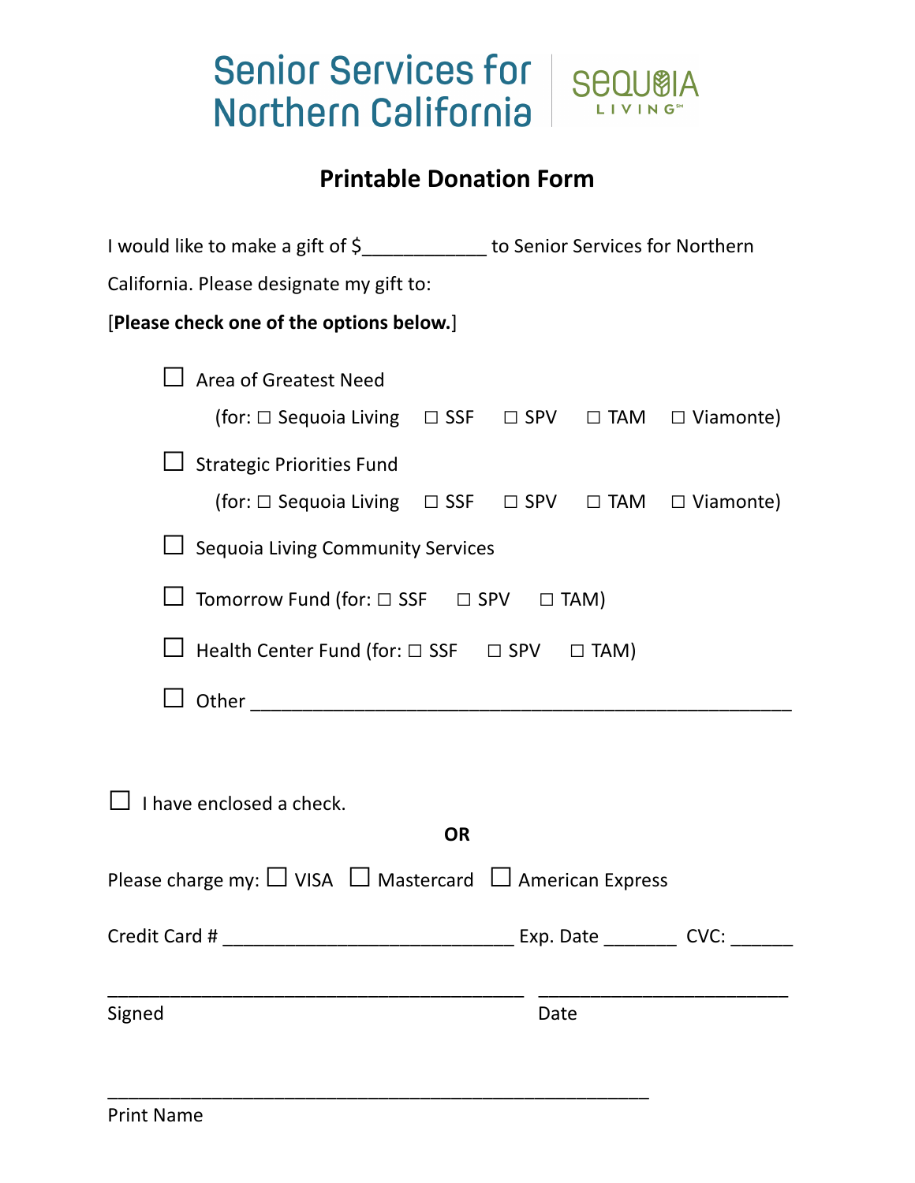Senior Services for Northern California | SEQUOIA LIVING

# Printable Donation Form

I would like to make a gift of $____________ to Senior Services for Northern California. Please designate my gift to:

[**Please check one of the options below.**]

☐ Area of Greatest Need

(for: ☐ Sequoia Living ☐ SSF ☐ SPV ☐ TAM ☐ Viamonte)

☐ Strategic Priorities Fund

(for: ☐ Sequoia Living ☐ SSF ☐ SPV ☐ TAM ☐ Viamonte)

☐ Sequoia Living Community Services

☐ Tomorrow Fund (for: ☐ SSF ☐ SPV ☐ TAM)

☐ Health Center Fund (for: ☐ SSF ☐ SPV ☐ TAM)

☐ Other ____________________________________________________

☐ I have enclosed a check.

**OR**

Please charge my: ☐ VISA ☐ Mastercard ☐ American Express

Credit Card # ____________________________ Exp. Date _______ CVC: ______

________________________________________ ________________________

Signed Date

_____________________________________________________

Print Name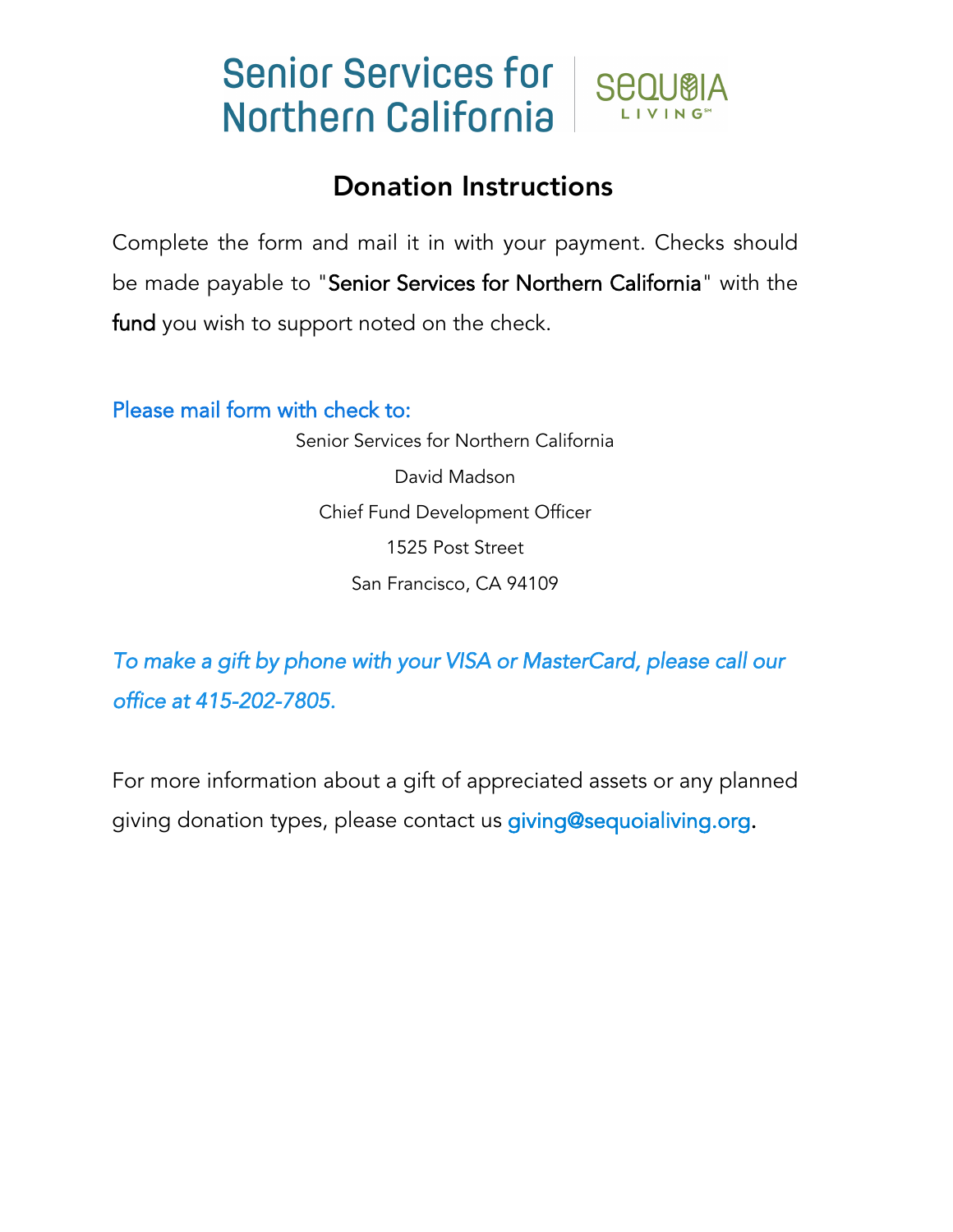Senior Services for Northern California | SEQUOIA LIVING

# Donation Instructions

Complete the form and mail it in with your payment. Checks should be made payable to "Senior Services for Northern California" with the fund you wish to support noted on the check.

Please mail form with check to:

Senior Services for Northern California
David Madson
Chief Fund Development Officer
1525 Post Street
San Francisco, CA 94109

*To make a gift by phone with your VISA or MasterCard, please call our office at 415-202-7805.*

For more information about a gift of appreciated assets or any planned giving donation types, please contact us giving@sequoialiving.org.